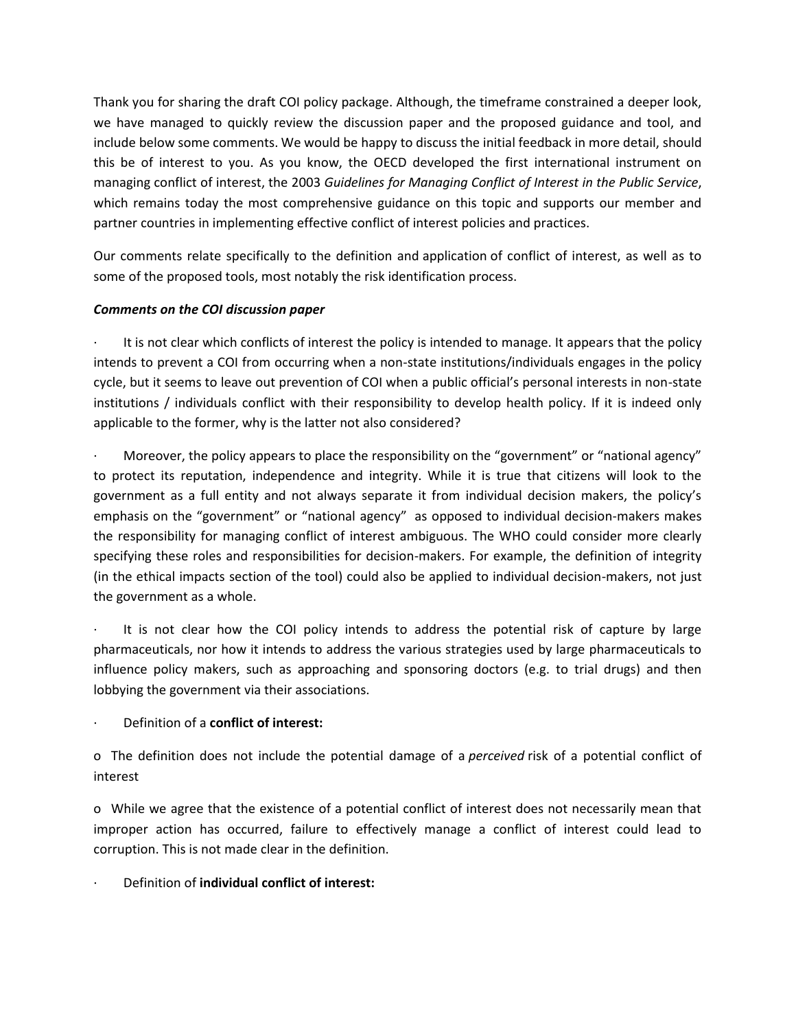Thank you for sharing the draft COI policy package. Although, the timeframe constrained a deeper look, we have managed to quickly review the discussion paper and the proposed guidance and tool, and include below some comments. We would be happy to discuss the initial feedback in more detail, should this be of interest to you. As you know, the OECD developed the first international instrument on managing conflict of interest, the 2003 *Guidelines for Managing Conflict of Interest in the Public Service*, which remains today the most comprehensive guidance on this topic and supports our member and partner countries in implementing effective conflict of interest policies and practices.

Our comments relate specifically to the definition and application of conflict of interest, as well as to some of the proposed tools, most notably the risk identification process.

***Comments on the COI discussion paper***

- It is not clear which conflicts of interest the policy is intended to manage. It appears that the policy intends to prevent a COI from occurring when a non-state institutions/individuals engages in the policy cycle, but it seems to leave out prevention of COI when a public official's personal interests in non-state institutions / individuals conflict with their responsibility to develop health policy. If it is indeed only applicable to the former, why is the latter not also considered?

- Moreover, the policy appears to place the responsibility on the "government" or "national agency" to protect its reputation, independence and integrity. While it is true that citizens will look to the government as a full entity and not always separate it from individual decision makers, the policy's emphasis on the "government" or "national agency" as opposed to individual decision-makers makes the responsibility for managing conflict of interest ambiguous. The WHO could consider more clearly specifying these roles and responsibilities for decision-makers. For example, the definition of integrity (in the ethical impacts section of the tool) could also be applied to individual decision-makers, not just the government as a whole.

- It is not clear how the COI policy intends to address the potential risk of capture by large pharmaceuticals, nor how it intends to address the various strategies used by large pharmaceuticals to influence policy makers, such as approaching and sponsoring doctors (e.g. to trial drugs) and then lobbying the government via their associations.

- Definition of a **conflict of interest:**

  - The definition does not include the potential damage of a *perceived* risk of a potential conflict of interest

  - While we agree that the existence of a potential conflict of interest does not necessarily mean that improper action has occurred, failure to effectively manage a conflict of interest could lead to corruption. This is not made clear in the definition.

- Definition of **individual conflict of interest:**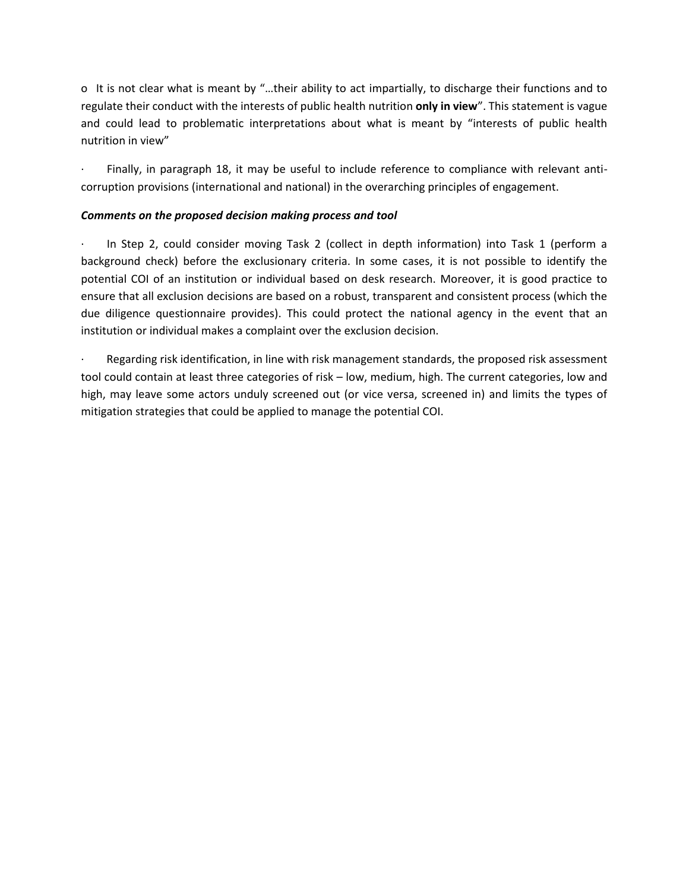- It is not clear what is meant by "…their ability to act impartially, to discharge their functions and to regulate their conduct with the interests of public health nutrition **only in view**". This statement is vague and could lead to problematic interpretations about what is meant by "interests of public health nutrition in view"

- Finally, in paragraph 18, it may be useful to include reference to compliance with relevant anti-corruption provisions (international and national) in the overarching principles of engagement.

***Comments on the proposed decision making process and tool***

- In Step 2, could consider moving Task 2 (collect in depth information) into Task 1 (perform a background check) before the exclusionary criteria. In some cases, it is not possible to identify the potential COI of an institution or individual based on desk research. Moreover, it is good practice to ensure that all exclusion decisions are based on a robust, transparent and consistent process (which the due diligence questionnaire provides). This could protect the national agency in the event that an institution or individual makes a complaint over the exclusion decision.

- Regarding risk identification, in line with risk management standards, the proposed risk assessment tool could contain at least three categories of risk – low, medium, high. The current categories, low and high, may leave some actors unduly screened out (or vice versa, screened in) and limits the types of mitigation strategies that could be applied to manage the potential COI.